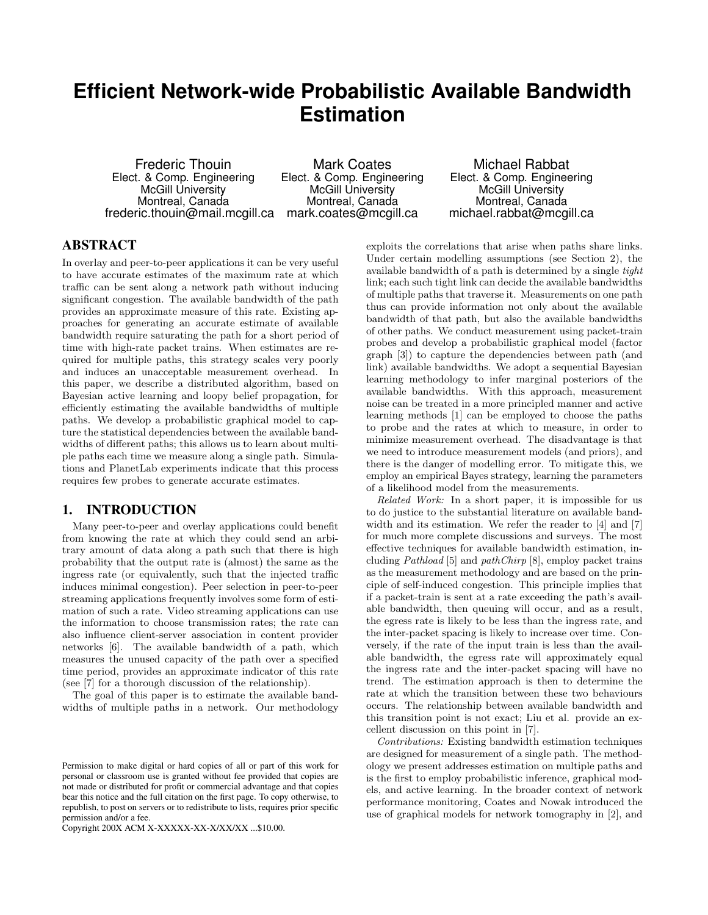// Efficient Network-wide Probabilistic Available Bandwidth Estimation

Frederic Thouin
Elect. & Comp. Engineering
McGill University
Montreal, Canada
frederic.thouin@mail.mcgill.ca

Mark Coates
Elect. & Comp. Engineering
McGill University
Montreal, Canada
mark.coates@mcgill.ca

Michael Rabbat
Elect. & Comp. Engineering
McGill University
Montreal, Canada
michael.rabbat@mcgill.ca

## ABSTRACT

In overlay and peer-to-peer applications it can be very useful to have accurate estimates of the maximum rate at which traffic can be sent along a network path without inducing significant congestion. The available bandwidth of the path provides an approximate measure of this rate. Existing approaches for generating an accurate estimate of available bandwidth require saturating the path for a short period of time with high-rate packet trains. When estimates are required for multiple paths, this strategy scales very poorly and induces an unacceptable measurement overhead. In this paper, we describe a distributed algorithm, based on Bayesian active learning and loopy belief propagation, for efficiently estimating the available bandwidths of multiple paths. We develop a probabilistic graphical model to capture the statistical dependencies between the available bandwidths of different paths; this allows us to learn about multiple paths each time we measure along a single path. Simulations and PlanetLab experiments indicate that this process requires few probes to generate accurate estimates.

## 1. INTRODUCTION

Many peer-to-peer and overlay applications could benefit from knowing the rate at which they could send an arbitrary amount of data along a path such that there is high probability that the output rate is (almost) the same as the ingress rate (or equivalently, such that the injected traffic induces minimal congestion). Peer selection in peer-to-peer streaming applications frequently involves some form of estimation of such a rate. Video streaming applications can use the information to choose transmission rates; the rate can also influence client-server association in content provider networks [6]. The available bandwidth of a path, which measures the unused capacity of the path over a specified time period, provides an approximate indicator of this rate (see [7] for a thorough discussion of the relationship).

The goal of this paper is to estimate the available bandwidths of multiple paths in a network. Our methodology exploits the correlations that arise when paths share links. Under certain modelling assumptions (see Section 2), the available bandwidth of a path is determined by a single *tight* link; each such tight link can decide the available bandwidths of multiple paths that traverse it. Measurements on one path thus can provide information not only about the available bandwidth of that path, but also the available bandwidths of other paths. We conduct measurement using packet-train probes and develop a probabilistic graphical model (factor graph [3]) to capture the dependencies between path (and link) available bandwidths. We adopt a sequential Bayesian learning methodology to infer marginal posteriors of the available bandwidths. With this approach, measurement noise can be treated in a more principled manner and active learning methods [1] can be employed to choose the paths to probe and the rates at which to measure, in order to minimize measurement overhead. The disadvantage is that we need to introduce measurement models (and priors), and there is the danger of modelling error. To mitigate this, we employ an empirical Bayes strategy, learning the parameters of a likelihood model from the measurements.

*Related Work:* In a short paper, it is impossible for us to do justice to the substantial literature on available bandwidth and its estimation. We refer the reader to [4] and [7] for much more complete discussions and surveys. The most effective techniques for available bandwidth estimation, including *Pathload* [5] and *pathChirp* [8], employ packet trains as the measurement methodology and are based on the principle of self-induced congestion. This principle implies that if a packet-train is sent at a rate exceeding the path's available bandwidth, then queuing will occur, and as a result, the egress rate is likely to be less than the ingress rate, and the inter-packet spacing is likely to increase over time. Conversely, if the rate of the input train is less than the available bandwidth, the egress rate will approximately equal the ingress rate and the inter-packet spacing will have no trend. The estimation approach is then to determine the rate at which the transition between these two behaviours occurs. The relationship between available bandwidth and this transition point is not exact; Liu et al. provide an excellent discussion on this point in [7].

*Contributions:* Existing bandwidth estimation techniques are designed for measurement of a single path. The methodology we present addresses estimation on multiple paths and is the first to employ probabilistic inference, graphical models, and active learning. In the broader context of network performance monitoring, Coates and Nowak introduced the use of graphical models for network tomography in [2], and

Permission to make digital or hard copies of all or part of this work for personal or classroom use is granted without fee provided that copies are not made or distributed for profit or commercial advantage and that copies bear this notice and the full citation on the first page. To copy otherwise, to republish, to post on servers or to redistribute to lists, requires prior specific permission and/or a fee.
Copyright 200X ACM X-XXXXX-XX-X/XX/XX ...$10.00.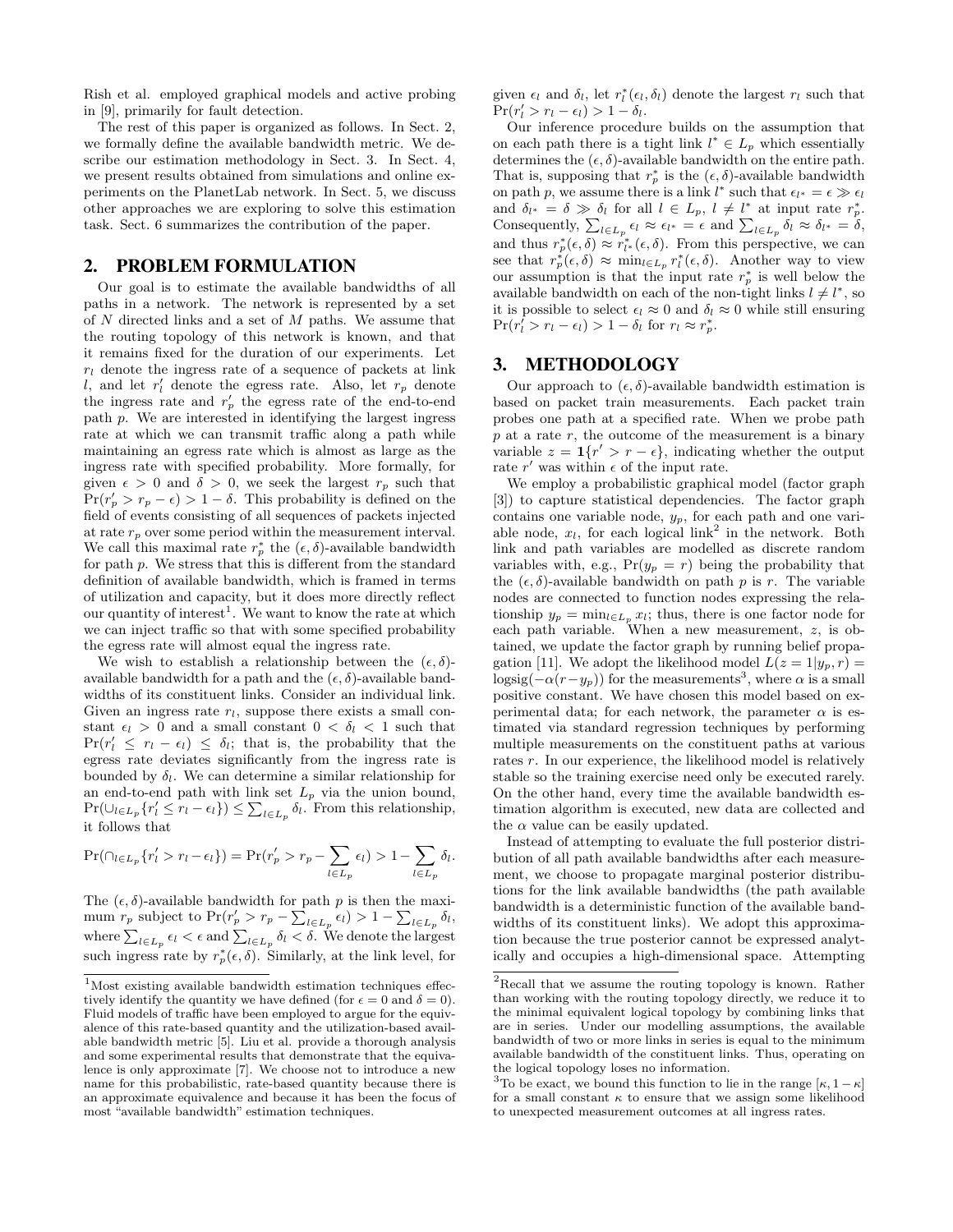Rish et al. employed graphical models and active probing in [9], primarily for fault detection.

The rest of this paper is organized as follows. In Sect. 2, we formally define the available bandwidth metric. We describe our estimation methodology in Sect. 3. In Sect. 4, we present results obtained from simulations and online experiments on the PlanetLab network. In Sect. 5, we discuss other approaches we are exploring to solve this estimation task. Sect. 6 summarizes the contribution of the paper.

## 2. PROBLEM FORMULATION

Our goal is to estimate the available bandwidths of all paths in a network. The network is represented by a set of $N$ directed links and a set of $M$ paths. We assume that the routing topology of this network is known, and that it remains fixed for the duration of our experiments. Let $r_l$ denote the ingress rate of a sequence of packets at link $l$, and let $r'_l$ denote the egress rate. Also, let $r_p$ denote the ingress rate and $r'_p$ the egress rate of the end-to-end path $p$. We are interested in identifying the largest ingress rate at which we can transmit traffic along a path while maintaining an egress rate which is almost as large as the ingress rate with specified probability. More formally, for given $\epsilon > 0$ and $\delta > 0$, we seek the largest $r_p$ such that $\Pr(r'_p > r_p - \epsilon) > 1 - \delta$. This probability is defined on the field of events consisting of all sequences of packets injected at rate $r_p$ over some period within the measurement interval. We call this maximal rate $r^*_p$ the $(\epsilon, \delta)$-available bandwidth for path $p$. We stress that this is different from the standard definition of available bandwidth, which is framed in terms of utilization and capacity, but it does more directly reflect our quantity of interest[1]. We want to know the rate at which we can inject traffic so that with some specified probability the egress rate will almost equal the ingress rate.

We wish to establish a relationship between the $(\epsilon, \delta)$-available bandwidth for a path and the $(\epsilon, \delta)$-available bandwidths of its constituent links. Consider an individual link. Given an ingress rate $r_l$, suppose there exists a small constant $\epsilon_l > 0$ and a small constant $0 < \delta_l < 1$ such that $\Pr(r'_l \leq r_l - \epsilon_l) \leq \delta_l$; that is, the probability that the egress rate deviates significantly from the ingress rate is bounded by $\delta_l$. We can determine a similar relationship for an end-to-end path with link set $L_p$ via the union bound, $\Pr(\cup_{l \in L_p} \{r'_l \leq r_l - \epsilon_l\}) \leq \sum_{l \in L_p} \delta_l$. From this relationship, it follows that

$$\Pr(\cap_{l \in L_p} \{r'_l > r_l - \epsilon_l\}) = \Pr(r'_p > r_p - \sum_{l \in L_p} \epsilon_l) > 1 - \sum_{l \in L_p} \delta_l.$$

The $(\epsilon, \delta)$-available bandwidth for path $p$ is then the maximum $r_p$ subject to $\Pr(r'_p > r_p - \sum_{l \in L_p} \epsilon_l) > 1 - \sum_{l \in L_p} \delta_l$, where $\sum_{l \in L_p} \epsilon_l < \epsilon$ and $\sum_{l \in L_p} \delta_l < \delta$. We denote the largest such ingress rate by $r^*_p(\epsilon, \delta)$. Similarly, at the link level, for given $\epsilon_l$ and $\delta_l$, let $r^*_l(\epsilon_l, \delta_l)$ denote the largest $r_l$ such that $\Pr(r'_l > r_l - \epsilon_l) > 1 - \delta_l$.

Our inference procedure builds on the assumption that on each path there is a tight link $l^* \in L_p$ which essentially determines the $(\epsilon, \delta)$-available bandwidth on the entire path. That is, supposing that $r^*_p$ is the $(\epsilon, \delta)$-available bandwidth on path $p$, we assume there is a link $l^*$ such that $\epsilon_{l^*} = \epsilon \gg \epsilon_l$ and $\delta_{l^*} = \delta \gg \delta_l$ for all $l \in L_p$, $l \neq l^*$ at input rate $r^*_p$. Consequently, $\sum_{l \in L_p} \epsilon_l \approx \epsilon_{l^*} = \epsilon$ and $\sum_{l \in L_p} \delta_l \approx \delta_{l^*} = \delta$, and thus $r^*_p(\epsilon, \delta) \approx r^*_{l^*}(\epsilon, \delta)$. From this perspective, we can see that $r^*_p(\epsilon, \delta) \approx \min_{l \in L_p} r^*_l(\epsilon, \delta)$. Another way to view our assumption is that the input rate $r^*_p$ is well below the available bandwidth on each of the non-tight links $l \neq l^*$, so it is possible to select $\epsilon_l \approx 0$ and $\delta_l \approx 0$ while still ensuring $\Pr(r'_l > r_l - \epsilon_l) > 1 - \delta_l$ for $r_l \approx r^*_p$.

## 3. METHODOLOGY

Our approach to $(\epsilon, \delta)$-available bandwidth estimation is based on packet train measurements. Each packet train probes one path at a specified rate. When we probe path $p$ at a rate $r$, the outcome of the measurement is a binary variable $z = \mathbf{1}\{r' > r - \epsilon\}$, indicating whether the output rate $r'$ was within $\epsilon$ of the input rate.

We employ a probabilistic graphical model (factor graph [3]) to capture statistical dependencies. The factor graph contains one variable node, $y_p$, for each path and one variable node, $x_l$, for each logical link[2] in the network. Both link and path variables are modelled as discrete random variables with, e.g., $\Pr(y_p = r)$ being the probability that the $(\epsilon, \delta)$-available bandwidth on path $p$ is $r$. The variable nodes are connected to function nodes expressing the relationship $y_p = \min_{l \in L_p} x_l$; thus, there is one factor node for each path variable. When a new measurement, $z$, is obtained, we update the factor graph by running belief propagation [11]. We adopt the likelihood model $L(z = 1 | y_p, r) = \text{logsig}(-\alpha(r - y_p))$ for the measurements[3], where $\alpha$ is a small positive constant. We have chosen this model based on experimental data; for each network, the parameter $\alpha$ is estimated via standard regression techniques by performing multiple measurements on the constituent paths at various rates $r$. In our experience, the likelihood model is relatively stable so the training exercise need only be executed rarely. On the other hand, every time the available bandwidth estimation algorithm is executed, new data are collected and the $\alpha$ value can be easily updated.

Instead of attempting to evaluate the full posterior distribution of all path available bandwidths after each measurement, we choose to propagate marginal posterior distributions for the link available bandwidths (the path available bandwidth is a deterministic function of the available bandwidths of its constituent links). We adopt this approximation because the true posterior cannot be expressed analytically and occupies a high-dimensional space. Attempting

---

[1] Most existing available bandwidth estimation techniques effectively identify the quantity we have defined (for $\epsilon = 0$ and $\delta = 0$). Fluid models of traffic have been employed to argue for the equivalence of this rate-based quantity and the utilization-based available bandwidth metric [5]. Liu et al. provide a thorough analysis and some experimental results that demonstrate that the equivalence is only approximate [7]. We choose not to introduce a new name for this probabilistic, rate-based quantity because there is an approximate equivalence and because it has been the focus of most "available bandwidth" estimation techniques.

[2] Recall that we assume the routing topology is known. Rather than working with the routing topology directly, we reduce it to the minimal equivalent logical topology by combining links that are in series. Under our modelling assumptions, the available bandwidth of two or more links in series is equal to the minimum available bandwidth of the constituent links. Thus, operating on the logical topology loses no information.

[3] To be exact, we bound this function to lie in the range $[\kappa, 1 - \kappa]$ for a small constant $\kappa$ to ensure that we assign some likelihood to unexpected measurement outcomes at all ingress rates.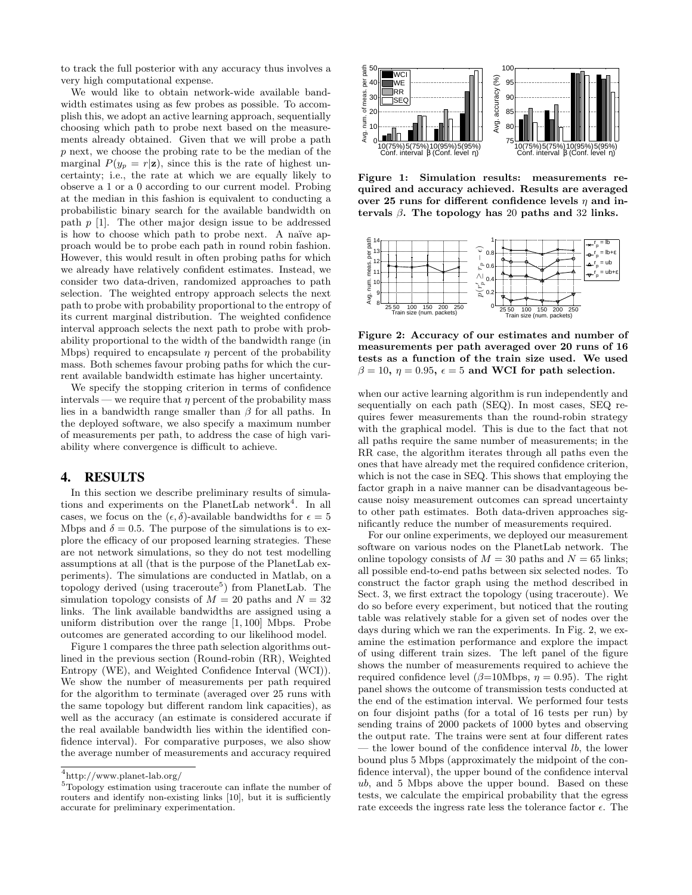to track the full posterior with any accuracy thus involves a very high computational expense.

We would like to obtain network-wide available bandwidth estimates using as few probes as possible. To accomplish this, we adopt an active learning approach, sequentially choosing which path to probe next based on the measurements already obtained. Given that we will probe a path $p$ next, we choose the probing rate to be the median of the marginal $P(y_p = r|\mathbf{z})$, since this is the rate of highest uncertainty; i.e., the rate at which we are equally likely to observe a 1 or a 0 according to our current model. Probing at the median in this fashion is equivalent to conducting a probabilistic binary search for the available bandwidth on path $p$ [1]. The other major design issue to be addressed is how to choose which path to probe next. A naïve approach would be to probe each path in round robin fashion. However, this would result in often probing paths for which we already have relatively confident estimates. Instead, we consider two data-driven, randomized approaches to path selection. The weighted entropy approach selects the next path to probe with probability proportional to the entropy of its current marginal distribution. The weighted confidence interval approach selects the next path to probe with probability proportional to the width of the bandwidth range (in Mbps) required to encapsulate $\eta$ percent of the probability mass. Both schemes favour probing paths for which the current available bandwidth estimate has higher uncertainty.

We specify the stopping criterion in terms of confidence intervals — we require that $\eta$ percent of the probability mass lies in a bandwidth range smaller than $\beta$ for all paths. In the deployed software, we also specify a maximum number of measurements per path, to address the case of high variability where convergence is difficult to achieve.

## 4. RESULTS

In this section we describe preliminary results of simulations and experiments on the PlanetLab network[4]. In all cases, we focus on the $(\epsilon, \delta)$-available bandwidths for $\epsilon = 5$ Mbps and $\delta = 0.5$. The purpose of the simulations is to explore the efficacy of our proposed learning strategies. These are not network simulations, so they do not test modelling assumptions at all (that is the purpose of the PlanetLab experiments). The simulations are conducted in Matlab, on a topology derived (using traceroute[5]) from PlanetLab. The simulation topology consists of $M = 20$ paths and $N = 32$ links. The link available bandwidths are assigned using a uniform distribution over the range $[1, 100]$ Mbps. Probe outcomes are generated according to our likelihood model.

Figure 1 compares the three path selection algorithms outlined in the previous section (Round-robin (RR), Weighted Entropy (WE), and Weighted Confidence Interval (WCI)). We show the number of measurements per path required for the algorithm to terminate (averaged over 25 runs with the same topology but different random link capacities), as well as the accuracy (an estimate is considered accurate if the real available bandwidth lies within the identified confidence interval). For comparative purposes, we also show the average number of measurements and accuracy required

**Figure 1: Simulation results: measurements required and accuracy achieved. Results are averaged over 25 runs for different confidence levels $\eta$ and intervals $\beta$. The topology has 20 paths and 32 links.**

**Figure 2: Accuracy of our estimates and number of measurements per path averaged over 20 runs of 16 tests as a function of the train size used. We used $\beta = 10$, $\eta = 0.95$, $\epsilon = 5$ and WCI for path selection.**

when our active learning algorithm is run independently and sequentially on each path (SEQ). In most cases, SEQ requires fewer measurements than the round-robin strategy with the graphical model. This is due to the fact that not all paths require the same number of measurements; in the RR case, the algorithm iterates through all paths even the ones that have already met the required confidence criterion, which is not the case in SEQ. This shows that employing the factor graph in a naive manner can be disadvantageous because noisy measurement outcomes can spread uncertainty to other path estimates. Both data-driven approaches significantly reduce the number of measurements required.

For our online experiments, we deployed our measurement software on various nodes on the PlanetLab network. The online topology consists of $M = 30$ paths and $N = 65$ links; all possible end-to-end paths between six selected nodes. To construct the factor graph using the method described in Sect. 3, we first extract the topology (using traceroute). We do so before every experiment, but noticed that the routing table was relatively stable for a given set of nodes over the days during which we ran the experiments. In Fig. 2, we examine the estimation performance and explore the impact of using different train sizes. The left panel of the figure shows the number of measurements required to achieve the required confidence level ($\beta$=10Mbps, $\eta = 0.95$). The right panel shows the outcome of transmission tests conducted at the end of the estimation interval. We performed four tests on four disjoint paths (for a total of 16 tests per run) by sending trains of 2000 packets of 1000 bytes and observing the output rate. The trains were sent at four different rates — the lower bound of the confidence interval *lb*, the lower bound plus 5 Mbps (approximately the midpoint of the confidence interval), the upper bound of the confidence interval *ub*, and 5 Mbps above the upper bound. Based on these tests, we calculate the empirical probability that the egress rate exceeds the ingress rate less the tolerance factor $\epsilon$. The

[4]http://www.planet-lab.org/

[5]Topology estimation using traceroute can inflate the number of routers and identify non-existing links [10], but it is sufficiently accurate for preliminary experimentation.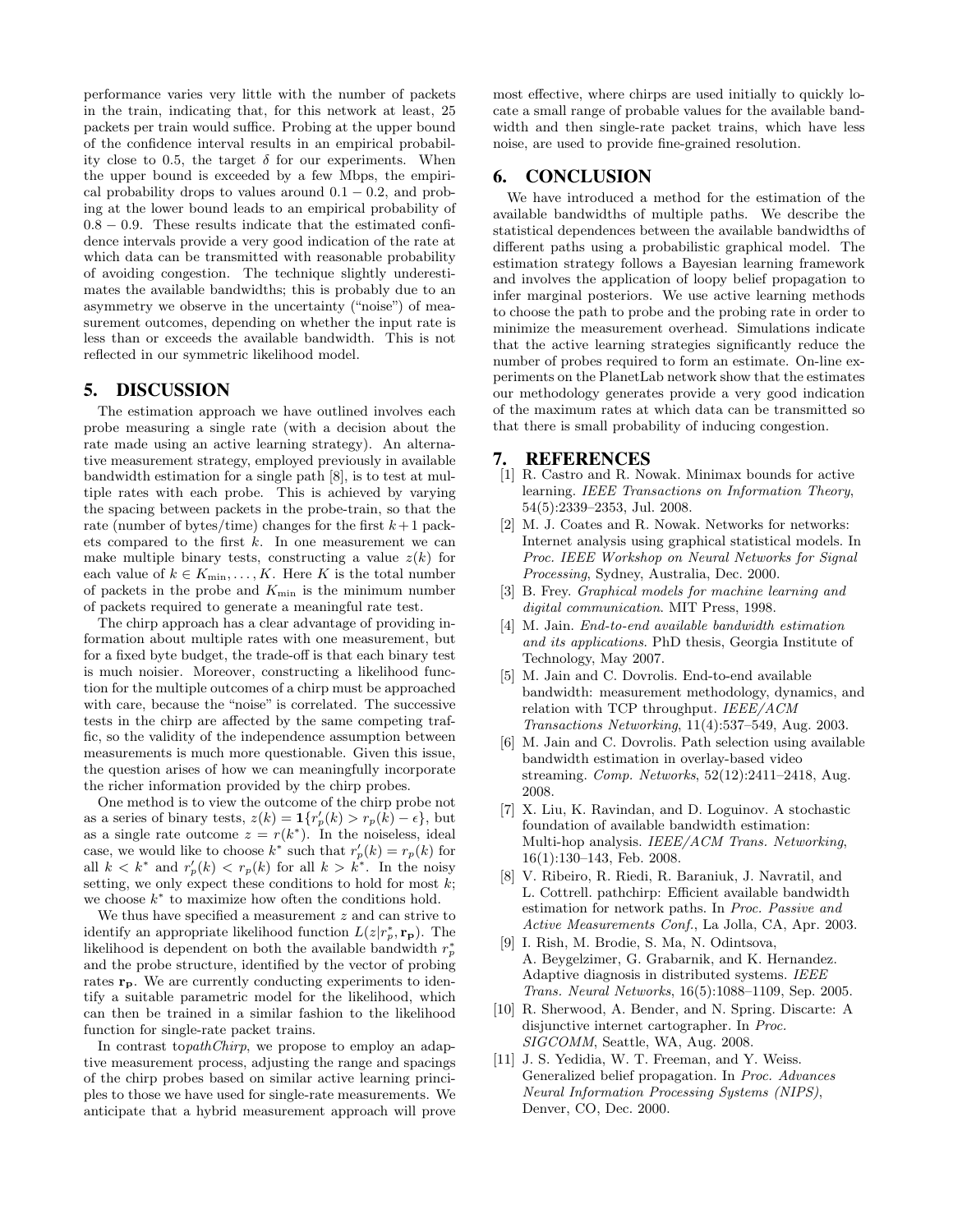performance varies very little with the number of packets in the train, indicating that, for this network at least, 25 packets per train would suffice. Probing at the upper bound of the confidence interval results in an empirical probability close to 0.5, the target $\delta$ for our experiments. When the upper bound is exceeded by a few Mbps, the empirical probability drops to values around $0.1 - 0.2$, and probing at the lower bound leads to an empirical probability of $0.8 - 0.9$. These results indicate that the estimated confidence intervals provide a very good indication of the rate at which data can be transmitted with reasonable probability of avoiding congestion. The technique slightly underestimates the available bandwidths; this is probably due to an asymmetry we observe in the uncertainty ("noise") of measurement outcomes, depending on whether the input rate is less than or exceeds the available bandwidth. This is not reflected in our symmetric likelihood model.

## 5. DISCUSSION

The estimation approach we have outlined involves each probe measuring a single rate (with a decision about the rate made using an active learning strategy). An alternative measurement strategy, employed previously in available bandwidth estimation for a single path [8], is to test at multiple rates with each probe. This is achieved by varying the spacing between packets in the probe-train, so that the rate (number of bytes/time) changes for the first $k+1$ packets compared to the first $k$. In one measurement we can make multiple binary tests, constructing a value $z(k)$ for each value of $k \in K_{\min}, \ldots, K$. Here $K$ is the total number of packets in the probe and $K_{\min}$ is the minimum number of packets required to generate a meaningful rate test.

The chirp approach has a clear advantage of providing information about multiple rates with one measurement, but for a fixed byte budget, the trade-off is that each binary test is much noisier. Moreover, constructing a likelihood function for the multiple outcomes of a chirp must be approached with care, because the "noise" is correlated. The successive tests in the chirp are affected by the same competing traffic, so the validity of the independence assumption between measurements is much more questionable. Given this issue, the question arises of how we can meaningfully incorporate the richer information provided by the chirp probes.

One method is to view the outcome of the chirp probe not as a series of binary tests, $z(k) = \mathbf{1}\{r'_p(k) > r_p(k) - \epsilon\}$, but as a single rate outcome $z = r(k^*)$. In the noiseless, ideal case, we would like to choose $k^*$ such that $r'_p(k) = r_p(k)$ for all $k < k^*$ and $r'_p(k) < r_p(k)$ for all $k > k^*$. In the noisy setting, we only expect these conditions to hold for most $k$; we choose $k^*$ to maximize how often the conditions hold.

We thus have specified a measurement $z$ and can strive to identify an appropriate likelihood function $L(z|r^*_p, \mathbf{r_p})$. The likelihood is dependent on both the available bandwidth $r^*_p$ and the probe structure, identified by the vector of probing rates $\mathbf{r_p}$. We are currently conducting experiments to identify a suitable parametric model for the likelihood, which can then be trained in a similar fashion to the likelihood function for single-rate packet trains.

In contrast to*pathChirp*, we propose to employ an adaptive measurement process, adjusting the range and spacings of the chirp probes based on similar active learning principles to those we have used for single-rate measurements. We anticipate that a hybrid measurement approach will prove most effective, where chirps are used initially to quickly locate a small range of probable values for the available bandwidth and then single-rate packet trains, which have less noise, are used to provide fine-grained resolution.

## 6. CONCLUSION

We have introduced a method for the estimation of the available bandwidths of multiple paths. We describe the statistical dependences between the available bandwidths of different paths using a probabilistic graphical model. The estimation strategy follows a Bayesian learning framework and involves the application of loopy belief propagation to infer marginal posteriors. We use active learning methods to choose the path to probe and the probing rate in order to minimize the measurement overhead. Simulations indicate that the active learning strategies significantly reduce the number of probes required to form an estimate. On-line experiments on the PlanetLab network show that the estimates our methodology generates provide a very good indication of the maximum rates at which data can be transmitted so that there is small probability of inducing congestion.

## 7. REFERENCES

[1] R. Castro and R. Nowak. Minimax bounds for active learning. *IEEE Transactions on Information Theory*, 54(5):2339–2353, Jul. 2008.

[2] M. J. Coates and R. Nowak. Networks for networks: Internet analysis using graphical statistical models. In *Proc. IEEE Workshop on Neural Networks for Signal Processing*, Sydney, Australia, Dec. 2000.

[3] B. Frey. *Graphical models for machine learning and digital communication*. MIT Press, 1998.

[4] M. Jain. *End-to-end available bandwidth estimation and its applications*. PhD thesis, Georgia Institute of Technology, May 2007.

[5] M. Jain and C. Dovrolis. End-to-end available bandwidth: measurement methodology, dynamics, and relation with TCP throughput. *IEEE/ACM Transactions Networking*, 11(4):537–549, Aug. 2003.

[6] M. Jain and C. Dovrolis. Path selection using available bandwidth estimation in overlay-based video streaming. *Comp. Networks*, 52(12):2411–2418, Aug. 2008.

[7] X. Liu, K. Ravindan, and D. Loguinov. A stochastic foundation of available bandwidth estimation: Multi-hop analysis. *IEEE/ACM Trans. Networking*, 16(1):130–143, Feb. 2008.

[8] V. Ribeiro, R. Riedi, R. Baraniuk, J. Navratil, and L. Cottrell. pathchirp: Efficient available bandwidth estimation for network paths. In *Proc. Passive and Active Measurements Conf.*, La Jolla, CA, Apr. 2003.

[9] I. Rish, M. Brodie, S. Ma, N. Odintsova, A. Beygelzimer, G. Grabarnik, and K. Hernandez. Adaptive diagnosis in distributed systems. *IEEE Trans. Neural Networks*, 16(5):1088–1109, Sep. 2005.

[10] R. Sherwood, A. Bender, and N. Spring. Discarte: A disjunctive internet cartographer. In *Proc. SIGCOMM*, Seattle, WA, Aug. 2008.

[11] J. S. Yedidia, W. T. Freeman, and Y. Weiss. Generalized belief propagation. In *Proc. Advances Neural Information Processing Systems (NIPS)*, Denver, CO, Dec. 2000.